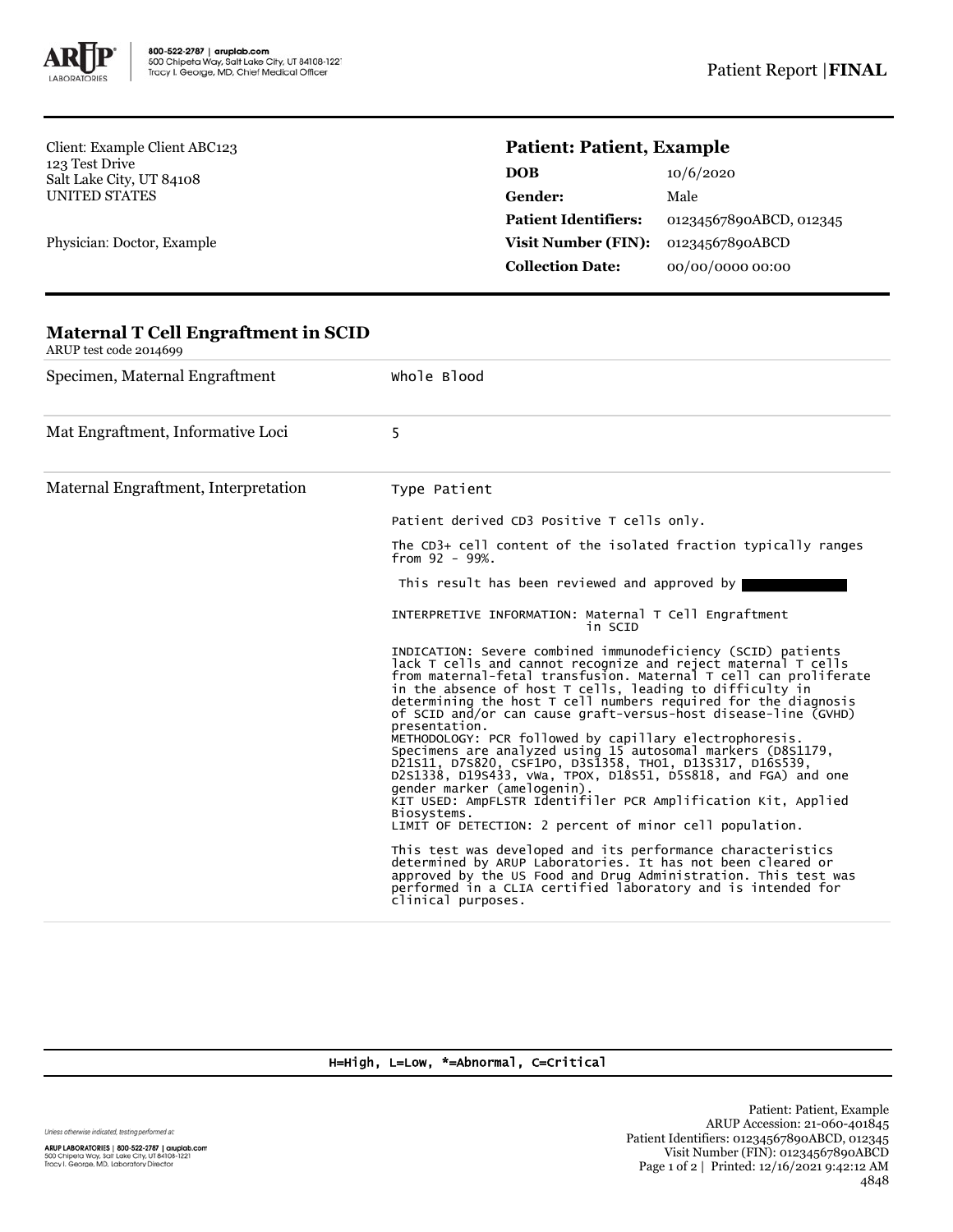800-522-2787 | aruplab.com
500 Chipeta Way, Salt Lake City, UT 84108-1221
Tracy I. George, MD, Chief Medical Officer

Patient Report | **FINAL**

Client: Example Client ABC123
123 Test Drive
Salt Lake City, UT 84108
UNITED STATES

Physician: Doctor, Example

## Patient: Patient, Example

| | |
|---|---|
| **DOB** | 10/6/2020 |
| **Gender:** | Male |
| **Patient Identifiers:** | 01234567890ABCD, 012345 |
| **Visit Number (FIN):** | 01234567890ABCD |
| **Collection Date:** | 00/00/0000 00:00 |

## Maternal T Cell Engraftment in SCID

ARUP test code 2014699

| | |
|---|---|
| Specimen, Maternal Engraftment | Whole Blood |
| Mat Engraftment, Informative Loci | 5 |
| Maternal Engraftment, Interpretation | Type Patient |

Patient derived CD3 Positive T cells only.

The CD3+ cell content of the isolated fraction typically ranges from 92 - 99%.

This result has been reviewed and approved by

INTERPRETIVE INFORMATION: Maternal T Cell Engraftment in SCID

INDICATION: Severe combined immunodeficiency (SCID) patients lack T cells and cannot recognize and reject maternal T cells from maternal-fetal transfusion. Maternal T cell can proliferate in the absence of host T cells, leading to difficulty in determining the host T cell numbers required for the diagnosis of SCID and/or can cause graft-versus-host disease-line (GVHD) presentation.
METHODOLOGY: PCR followed by capillary electrophoresis. Specimens are analyzed using 15 autosomal markers (D8S1179, D21S11, D7S820, CSF1PO, D3S1358, TH01, D13S317, D16S539, D2S1338, D19S433, vWa, TPOX, D18S51, D5S818, and FGA) and one gender marker (amelogenin).
KIT USED: AmpFLSTR Identifiler PCR Amplification Kit, Applied Biosystems.
LIMIT OF DETECTION: 2 percent of minor cell population.

This test was developed and its performance characteristics determined by ARUP Laboratories. It has not been cleared or approved by the US Food and Drug Administration. This test was performed in a CLIA certified laboratory and is intended for clinical purposes.

H=High, L=Low, *=Abnormal, C=Critical

Unless otherwise indicated, testing performed at:

ARUP LABORATORIES | 800-522-2787 | aruplab.com
500 Chipeta Way, Salt Lake City, UT 84108-1221
Tracy I. George, MD, Laboratory Director

Patient: Patient, Example
ARUP Accession: 21-060-401845
Patient Identifiers: 01234567890ABCD, 012345
Visit Number (FIN): 01234567890ABCD
Printed: 12/16/2021 9:42:12 AM
4848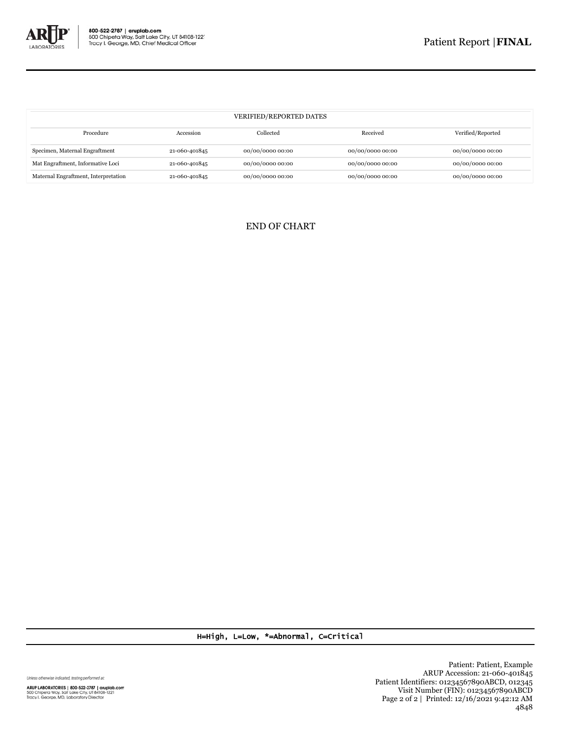| VERIFIED/REPORTED DATES | | | | |
|---|---|---|---|---|
| Procedure | Accession | Collected | Received | Verified/Reported |
| Specimen, Maternal Engraftment | 21-060-401845 | 00/00/0000 00:00 | 00/00/0000 00:00 | 00/00/0000 00:00 |
| Mat Engraftment, Informative Loci | 21-060-401845 | 00/00/0000 00:00 | 00/00/0000 00:00 | 00/00/0000 00:00 |
| Maternal Engraftment, Interpretation | 21-060-401845 | 00/00/0000 00:00 | 00/00/0000 00:00 | 00/00/0000 00:00 |

END OF CHART

H=High, L=Low, *=Abnormal, C=Critical

Unless otherwise indicated, testing performed at:

ARUP LABORATORIES | 800-522-2787 | aruplab.com
500 Chipeta Way, Salt Lake City, UT 84108-1221
Tracy I. George, MD, Laboratory Director

Patient: Patient, Example
ARUP Accession: 21-060-401845
Patient Identifiers: 01234567890ABCD, 012345
Visit Number (FIN): 01234567890ABCD
Printed: 12/16/2021 9:42:12 AM
4848